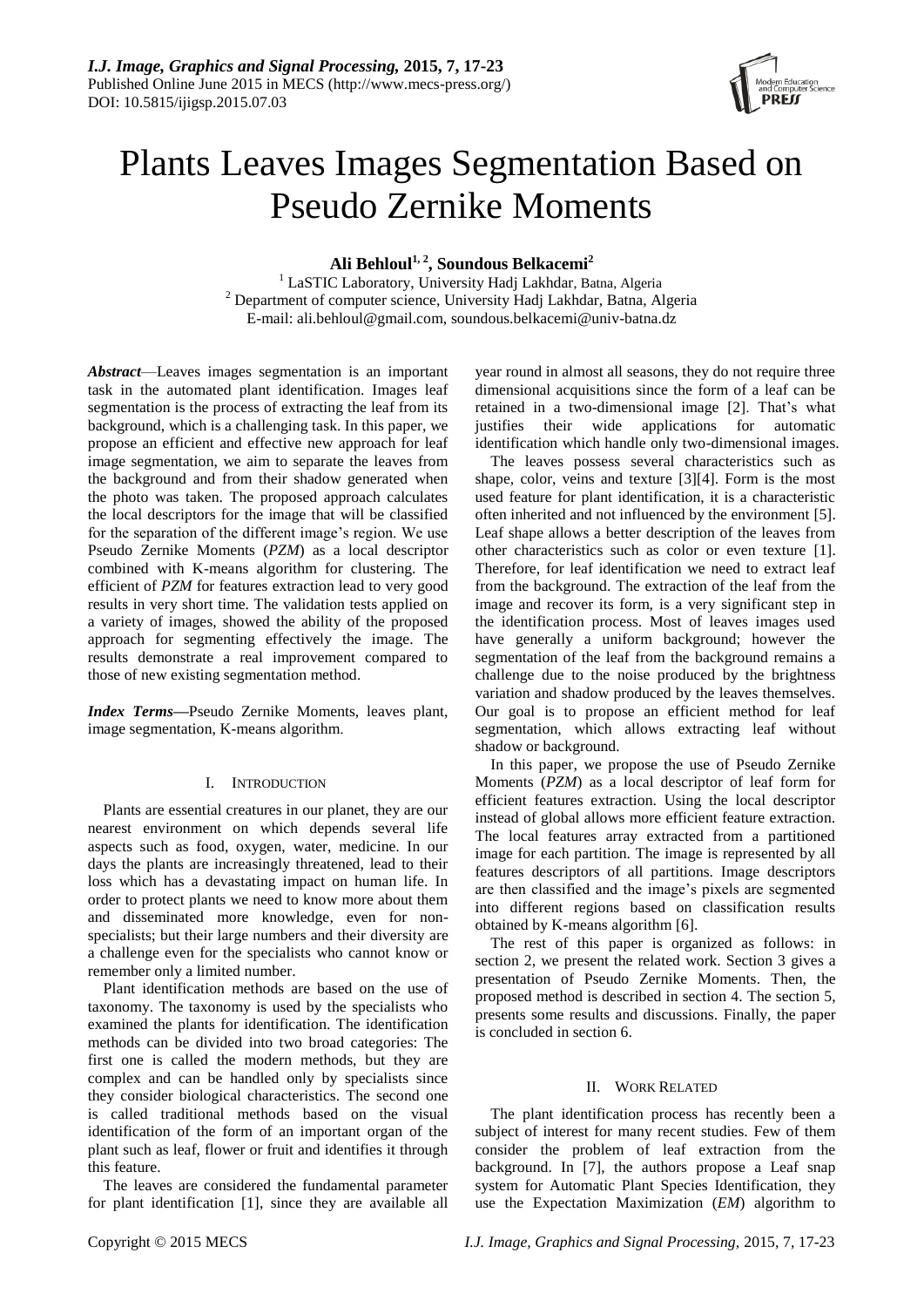# Plants Leaves Images Segmentation Based on Pseudo Zernike Moments

**Ali Behloul[1, 2], Soundous Belkacemi[2]**

[1] LaSTIC Laboratory, University Hadj Lakhdar, Batna, Algeria
[2] Department of computer science, University Hadj Lakhdar, Batna, Algeria
E-mail: ali.behloul@gmail.com, soundous.belkacemi@univ-batna.dz

***Abstract*****—**Leaves images segmentation is an important task in the automated plant identification. Images leaf segmentation is the process of extracting the leaf from its background, which is a challenging task. In this paper, we propose an efficient and effective new approach for leaf image segmentation, we aim to separate the leaves from the background and from their shadow generated when the photo was taken. The proposed approach calculates the local descriptors for the image that will be classified for the separation of the different image's region. We use Pseudo Zernike Moments (*PZM*) as a local descriptor combined with K-means algorithm for clustering. The efficient of *PZM* for features extraction lead to very good results in very short time. The validation tests applied on a variety of images, showed the ability of the proposed approach for segmenting effectively the image. The results demonstrate a real improvement compared to those of new existing segmentation method.

***Index Terms*****—**Pseudo Zernike Moments, leaves plant, image segmentation, K-means algorithm.

## I. Introduction

Plants are essential creatures in our planet, they are our nearest environment on which depends several life aspects such as food, oxygen, water, medicine. In our days the plants are increasingly threatened, lead to their loss which has a devastating impact on human life. In order to protect plants we need to know more about them and disseminated more knowledge, even for non-specialists; but their large numbers and their diversity are a challenge even for the specialists who cannot know or remember only a limited number.

Plant identification methods are based on the use of taxonomy. The taxonomy is used by the specialists who examined the plants for identification. The identification methods can be divided into two broad categories: The first one is called the modern methods, but they are complex and can be handled only by specialists since they consider biological characteristics. The second one is called traditional methods based on the visual identification of the form of an important organ of the plant such as leaf, flower or fruit and identifies it through this feature.

The leaves are considered the fundamental parameter for plant identification [1], since they are available all year round in almost all seasons, they do not require three dimensional acquisitions since the form of a leaf can be retained in a two-dimensional image [2]. That's what justifies their wide applications for automatic identification which handle only two-dimensional images.

The leaves possess several characteristics such as shape, color, veins and texture [3][4]. Form is the most used feature for plant identification, it is a characteristic often inherited and not influenced by the environment [5]. Leaf shape allows a better description of the leaves from other characteristics such as color or even texture [1]. Therefore, for leaf identification we need to extract leaf from the background. The extraction of the leaf from the image and recover its form, is a very significant step in the identification process. Most of leaves images used have generally a uniform background; however the segmentation of the leaf from the background remains a challenge due to the noise produced by the brightness variation and shadow produced by the leaves themselves. Our goal is to propose an efficient method for leaf segmentation, which allows extracting leaf without shadow or background.

In this paper, we propose the use of Pseudo Zernike Moments (*PZM*) as a local descriptor of leaf form for efficient features extraction. Using the local descriptor instead of global allows more efficient feature extraction. The local features array extracted from a partitioned image for each partition. The image is represented by all features descriptors of all partitions. Image descriptors are then classified and the image's pixels are segmented into different regions based on classification results obtained by K-means algorithm [6].

The rest of this paper is organized as follows: in section 2, we present the related work. Section 3 gives a presentation of Pseudo Zernike Moments. Then, the proposed method is described in section 4. The section 5, presents some results and discussions. Finally, the paper is concluded in section 6.

## II. Work Related

The plant identification process has recently been a subject of interest for many recent studies. Few of them consider the problem of leaf extraction from the background. In [7], the authors propose a Leaf snap system for Automatic Plant Species Identification, they use the Expectation Maximization (*EM*) algorithm to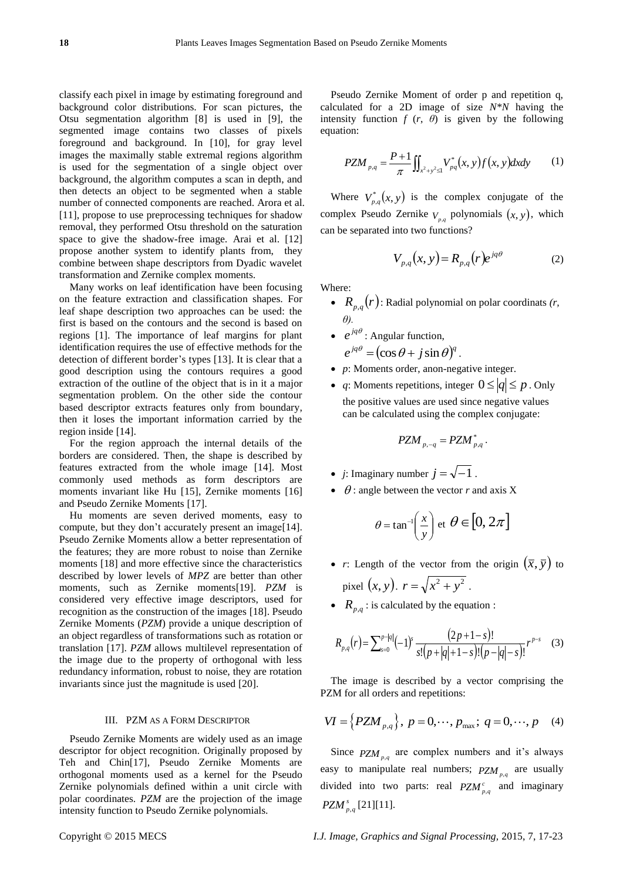classify each pixel in image by estimating foreground and background color distributions. For scan pictures, the Otsu segmentation algorithm [8] is used in [9], the segmented image contains two classes of pixels foreground and background. In [10], for gray level images the maximally stable extremal regions algorithm is used for the segmentation of a single object over background, the algorithm computes a scan in depth, and then detects an object to be segmented when a stable number of connected components are reached. Arora et al. [11], propose to use preprocessing techniques for shadow removal, they performed Otsu threshold on the saturation space to give the shadow-free image. Arai et al. [12] propose another system to identify plants from, they combine between shape descriptors from Dyadic wavelet transformation and Zernike complex moments.

Many works on leaf identification have been focusing on the feature extraction and classification shapes. For leaf shape description two approaches can be used: the first is based on the contours and the second is based on regions [1]. The importance of leaf margins for plant identification requires the use of effective methods for the detection of different border's types [13]. It is clear that a good description using the contours requires a good extraction of the outline of the object that is in it a major segmentation problem. On the other side the contour based descriptor extracts features only from boundary, then it loses the important information carried by the region inside [14].

For the region approach the internal details of the borders are considered. Then, the shape is described by features extracted from the whole image [14]. Most commonly used methods as form descriptors are moments invariant like Hu [15], Zernike moments [16] and Pseudo Zernike Moments [17].

Hu moments are seven derived moments, easy to compute, but they don't accurately present an image[14]. Pseudo Zernike Moments allow a better representation of the features; they are more robust to noise than Zernike moments [18] and more effective since the characteristics described by lower levels of *MPZ* are better than other moments, such as Zernike moments[19]. *PZM* is considered very effective image descriptors, used for recognition as the construction of the images [18]. Pseudo Zernike Moments (*PZM*) provide a unique description of an object regardless of transformations such as rotation or translation [17]. *PZM* allows multilevel representation of the image due to the property of orthogonal with less redundancy information, robust to noise, they are rotation invariants since just the magnitude is used [20].

## III. PZM AS A FORM DESCRIPTOR

Pseudo Zernike Moments are widely used as an image descriptor for object recognition. Originally proposed by Teh and Chin[17], Pseudo Zernike Moments are orthogonal moments used as a kernel for the Pseudo Zernike polynomials defined within a unit circle with polar coordinates. *PZM* are the projection of the image intensity function to Pseudo Zernike polynomials.

Pseudo Zernike Moment of order p and repetition q, calculated for a 2D image of size $N*N$ having the intensity function $f(r, \theta)$ is given by the following equation:

$$PZM_{p,q} = \frac{P+1}{\pi} \iint_{x^2+y^2 \le 1} V^*_{pq}(x,y) f(x,y)\,dx\,dy \qquad (1)$$

Where $V^*_{p,q}(x,y)$ is the complex conjugate of the complex Pseudo Zernike $V_{p,q}$ polynomials $(x,y)$, which can be separated into two functions?

$$V_{p,q}(x,y) = R_{p,q}(r) e^{jq\theta} \qquad (2)$$

Where:

- $R_{p,q}(r)$: Radial polynomial on polar coordinats *(r, θ)*.
- $e^{jq\theta}$ : Angular function, $e^{jq\theta} = (\cos\theta + j\sin\theta)^q$.
- *p*: Moments order, anon-negative integer.
- *q*: Moments repetitions, integer $0 \le |q| \le p$. Only the positive values are used since negative values can be calculated using the complex conjugate:

$$PZM_{p,-q} = PZM^*_{p,q}.$$

- *j*: Imaginary number $j = \sqrt{-1}$.
- $\theta$ : angle between the vector *r* and axis X

$$\theta = \tan^{-1}\left(\frac{x}{y}\right) \text{ et } \theta \in [0, 2\pi]$$

- *r*: Length of the vector from the origin $(\bar{x}, \bar{y})$ to pixel $(x,y)$. $r = \sqrt{x^2 + y^2}$.
- $R_{p,q}$ : is calculated by the equation :

$$R_{p,q}(r) = \sum_{s=0}^{p-|q|} (-1)^s \frac{(2p+1-s)!}{s!(p+|q|+1-s)!(p-|q|-s)!} r^{p-s} \qquad (3)$$

The image is described by a vector comprising the PZM for all orders and repetitions:

$$VI = \{PZM_{p,q}\},\ p = 0, \cdots, p_{max};\ q = 0, \cdots, p \qquad (4)$$

Since $PZM_{p,q}$ are complex numbers and it's always easy to manipulate real numbers; $PZM_{p,q}$ are usually divided into two parts: real $PZM^c_{p,q}$ and imaginary $PZM^s_{p,q}$ [21][11].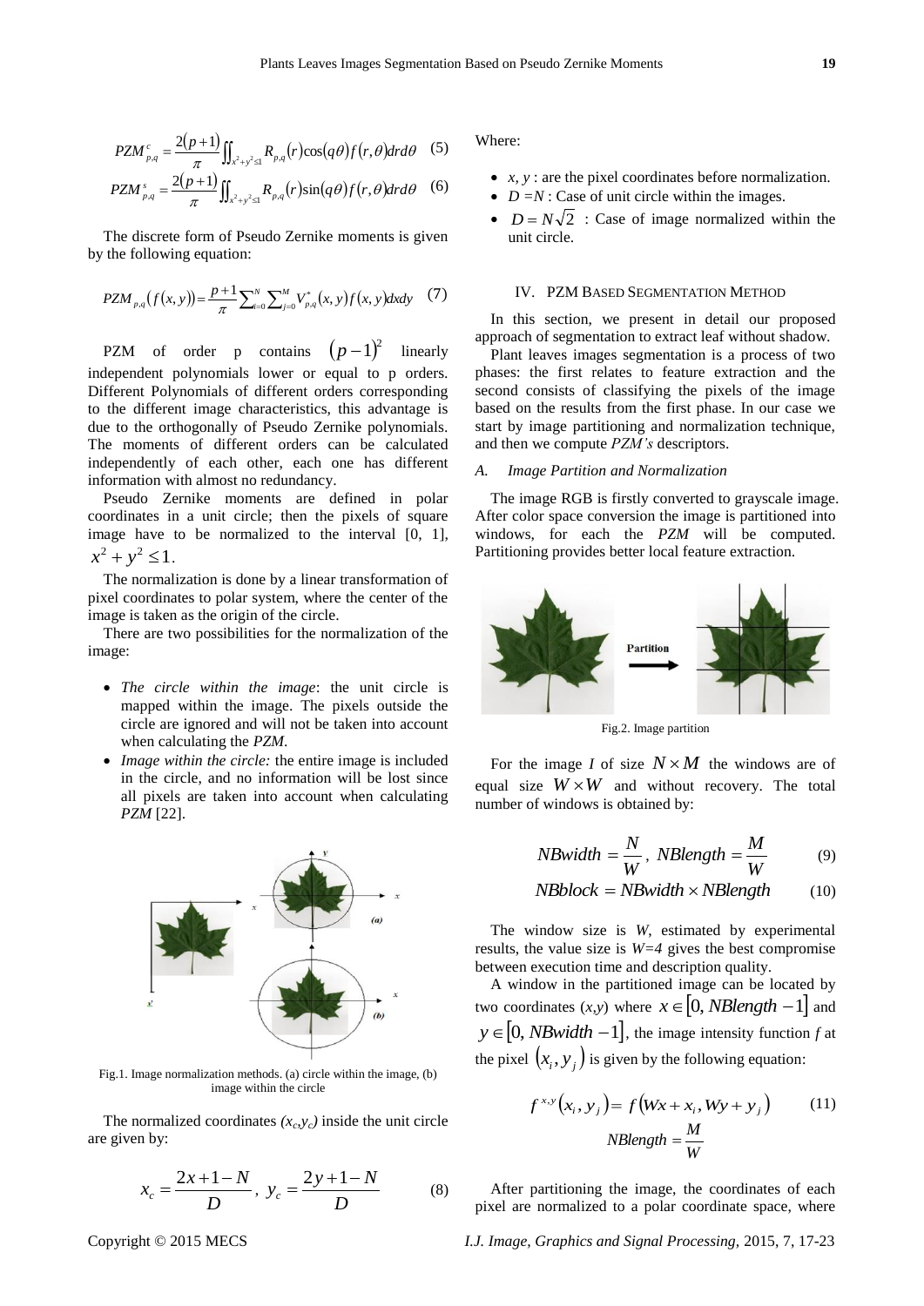$$PZM^{c}_{p,q} = \frac{2(p+1)}{\pi} \iint_{x^2+y^2 \le 1} R_{p,q}(r) \cos(q\theta) f(r,\theta) dr d\theta \quad (5)$$

$$PZM^{s}_{p,q} = \frac{2(p+1)}{\pi} \iint_{x^2+y^2 \le 1} R_{p,q}(r) \sin(q\theta) f(r,\theta) dr d\theta \quad (6)$$

The discrete form of Pseudo Zernike moments is given by the following equation:

$$PZM_{p,q}(f(x,y)) = \frac{p+1}{\pi} \sum_{i=0}^{N} \sum_{j=0}^{M} V^{*}_{p,q}(x,y) f(x,y) dx dy \quad (7)$$

PZM of order p contains $(p-1)^2$ linearly independent polynomials lower or equal to p orders. Different Polynomials of different orders corresponding to the different image characteristics, this advantage is due to the orthogonally of Pseudo Zernike polynomials. The moments of different orders can be calculated independently of each other, each one has different information with almost no redundancy.

Pseudo Zernike moments are defined in polar coordinates in a unit circle; then the pixels of square image have to be normalized to the interval [0, 1], $x^2 + y^2 \le 1$.

The normalization is done by a linear transformation of pixel coordinates to polar system, where the center of the image is taken as the origin of the circle.

There are two possibilities for the normalization of the image:

- *The circle within the image*: the unit circle is mapped within the image. The pixels outside the circle are ignored and will not be taken into account when calculating the *PZM*.
- *Image within the circle:* the entire image is included in the circle, and no information will be lost since all pixels are taken into account when calculating *PZM* [22].

Fig.1. Image normalization methods. (a) circle within the image, (b) image within the circle

The normalized coordinates $(x_c, y_c)$ inside the unit circle are given by:

$$x_c = \frac{2x+1-N}{D}, \; y_c = \frac{2y+1-N}{D} \quad (8)$$

Where:

- $x, y$ : are the pixel coordinates before normalization.
- $D = N$ : Case of unit circle within the images.
- $D = N\sqrt{2}$ : Case of image normalized within the unit circle.

## IV. PZM Based Segmentation Method

In this section, we present in detail our proposed approach of segmentation to extract leaf without shadow.

Plant leaves images segmentation is a process of two phases: the first relates to feature extraction and the second consists of classifying the pixels of the image based on the results from the first phase. In our case we start by image partitioning and normalization technique, and then we compute *PZM's* descriptors.

### A. Image Partition and Normalization

The image RGB is firstly converted to grayscale image. After color space conversion the image is partitioned into windows, for each the *PZM* will be computed. Partitioning provides better local feature extraction.

Fig.2. Image partition

For the image *I* of size $N \times M$ the windows are of equal size $W \times W$ and without recovery. The total number of windows is obtained by:

$$NBwidth = \frac{N}{W}, \; NBlength = \frac{M}{W} \quad (9)$$

$$NBblock = NBwidth \times NBlength \quad (10)$$

The window size is *W*, estimated by experimental results, the value size is *W=4* gives the best compromise between execution time and description quality.

A window in the partitioned image can be located by two coordinates $(x,y)$ where $x \in [0, NBlength-1]$ and $y \in [0, NBwidth-1]$, the image intensity function *f* at the pixel $(x_i, y_j)$ is given by the following equation:

$$f^{x,y}(x_i, y_j) = f(Wx + x_i, Wy + y_j) \quad (11)$$

$$NBlength = \frac{M}{W}$$

After partitioning the image, the coordinates of each pixel are normalized to a polar coordinate space, where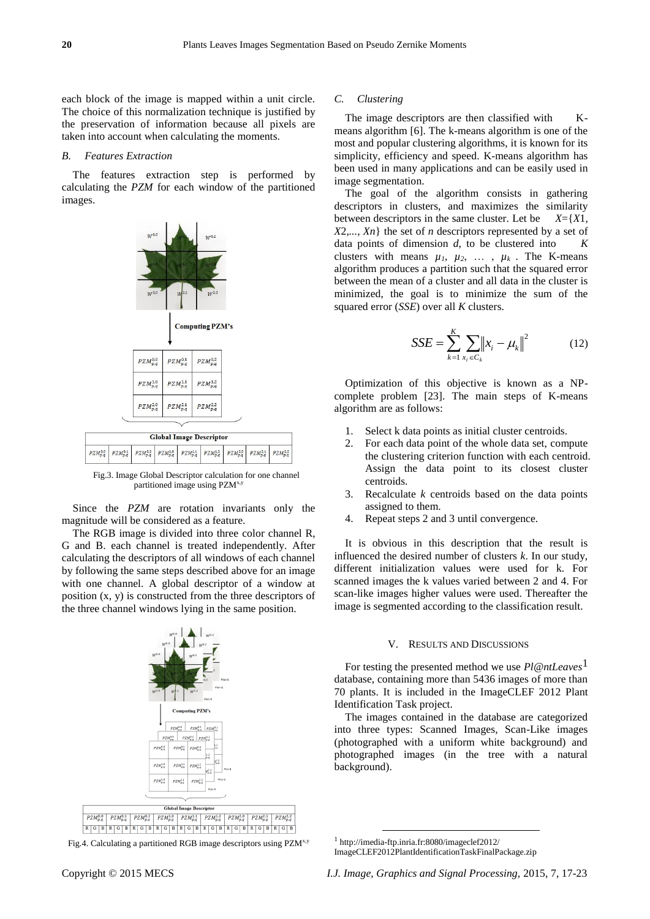each block of the image is mapped within a unit circle. The choice of this normalization technique is justified by the preservation of information because all pixels are taken into account when calculating the moments.

### *B. Features Extraction*

The features extraction step is performed by calculating the *PZM* for each window of the partitioned images.

Fig.3. Image Global Descriptor calculation for one channel partitioned image using $PZM^{x,y}$

Since the *PZM* are rotation invariants only the magnitude will be considered as a feature.

The RGB image is divided into three color channel R, G and B. each channel is treated independently. After calculating the descriptors of all windows of each channel by following the same steps described above for an image with one channel. A global descriptor of a window at position (x, y) is constructed from the three descriptors of the three channel windows lying in the same position.

Fig.4. Calculating a partitioned RGB image descriptors using $PZM^{x,y}$

### *C. Clustering*

The image descriptors are then classified with K-means algorithm [6]. The k-means algorithm is one of the most and popular clustering algorithms, it is known for its simplicity, efficiency and speed. K-means algorithm has been used in many applications and can be easily used in image segmentation.

The goal of the algorithm consists in gathering descriptors in clusters, and maximizes the similarity between descriptors in the same cluster. Let be $X=\{X1, X2,..., Xn\}$ the set of *n* descriptors represented by a set of data points of dimension *d*, to be clustered into *K* clusters with means $\mu_1, \mu_2, \ldots, \mu_k$. The K-means algorithm produces a partition such that the squared error between the mean of a cluster and all data in the cluster is minimized, the goal is to minimize the sum of the squared error (*SSE*) over all *K* clusters.

$$SSE = \sum_{k=1}^{K} \sum_{x_i \in C_k} \left\| x_i - \mu_k \right\|^2 \qquad (12)$$

Optimization of this objective is known as a NP-complete problem [23]. The main steps of K-means algorithm are as follows:

1. Select k data points as initial cluster centroids.
2. For each data point of the whole data set, compute the clustering criterion function with each centroid. Assign the data point to its closest cluster centroids.
3. Recalculate *k* centroids based on the data points assigned to them.
4. Repeat steps 2 and 3 until convergence.

It is obvious in this description that the result is influenced the desired number of clusters *k*. In our study, different initialization values were used for k. For scanned images the k values varied between 2 and 4. For scan-like images higher values were used. Thereafter the image is segmented according to the classification result.

## V. Results and Discussions

For testing the presented method we use *Pl@ntLeaves*[1] database, containing more than 5436 images of more than 70 plants. It is included in the ImageCLEF 2012 Plant Identification Task project.

The images contained in the database are categorized into three types: Scanned Images, Scan-Like images (photographed with a uniform white background) and photographed images (in the tree with a natural background).

[1] http://imedia-ftp.inria.fr:8080/imageclef2012/ImageCLEF2012PlantIdentificationTaskFinalPackage.zip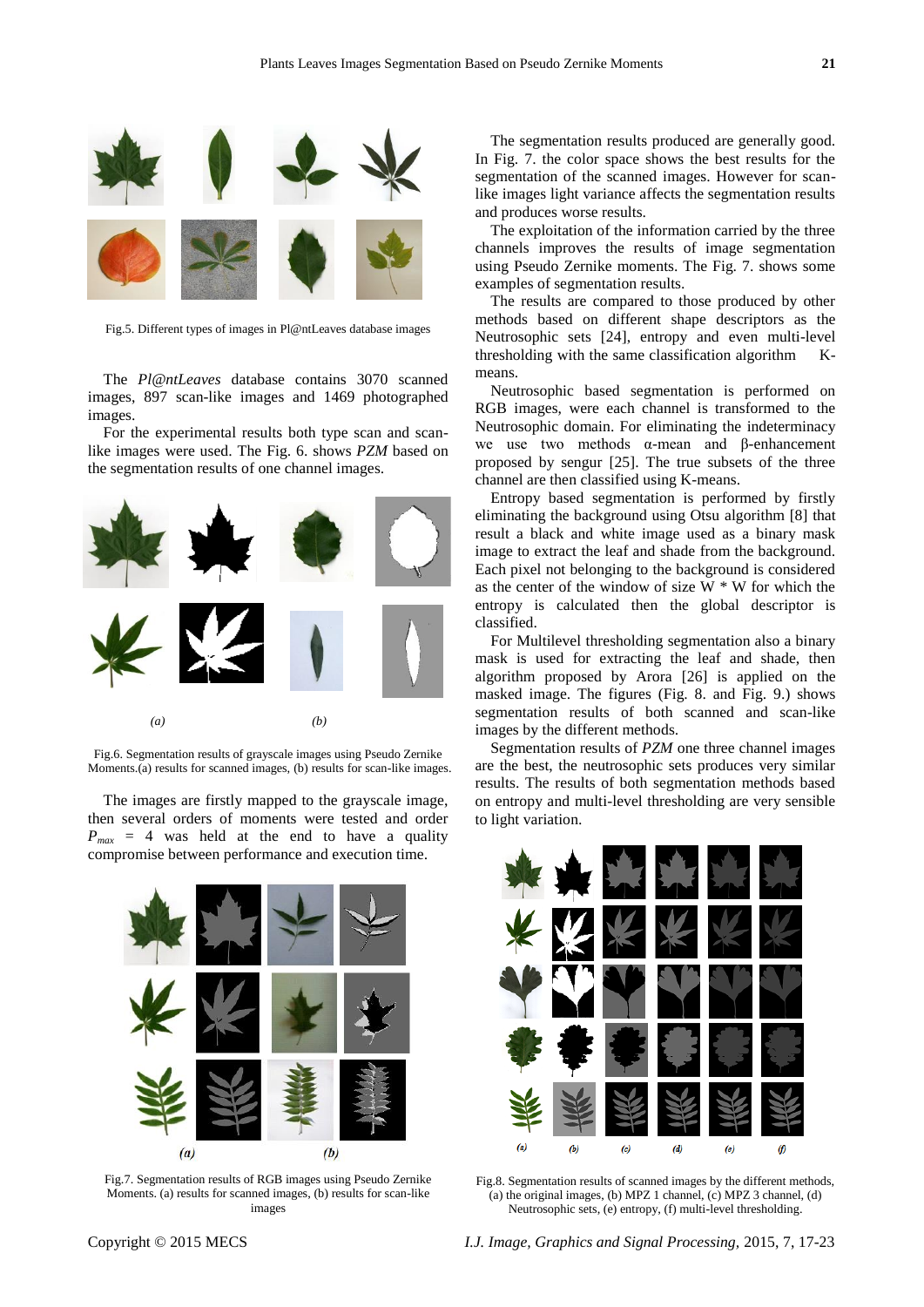Fig.5. Different types of images in Pl@ntLeaves database images

The *Pl@ntLeaves* database contains 3070 scanned images, 897 scan-like images and 1469 photographed images.

For the experimental results both type scan and scan-like images were used. The Fig. 6. shows *PZM* based on the segmentation results of one channel images.

(a) (b)

Fig.6. Segmentation results of grayscale images using Pseudo Zernike Moments.(a) results for scanned images, (b) results for scan-like images.

The images are firstly mapped to the grayscale image, then several orders of moments were tested and order $P_{max}$ = 4 was held at the end to have a quality compromise between performance and execution time.

(a) (b)

Fig.7. Segmentation results of RGB images using Pseudo Zernike Moments. (a) results for scanned images, (b) results for scan-like images

The segmentation results produced are generally good. In Fig. 7. the color space shows the best results for the segmentation of the scanned images. However for scan-like images light variance affects the segmentation results and produces worse results.

The exploitation of the information carried by the three channels improves the results of image segmentation using Pseudo Zernike moments. The Fig. 7. shows some examples of segmentation results.

The results are compared to those produced by other methods based on different shape descriptors as the Neutrosophic sets [24], entropy and even multi-level thresholding with the same classification algorithm K-means.

Neutrosophic based segmentation is performed on RGB images, were each channel is transformed to the Neutrosophic domain. For eliminating the indeterminacy we use two methods α-mean and β-enhancement proposed by sengur [25]. The true subsets of the three channel are then classified using K-means.

Entropy based segmentation is performed by firstly eliminating the background using Otsu algorithm [8] that result a black and white image used as a binary mask image to extract the leaf and shade from the background. Each pixel not belonging to the background is considered as the center of the window of size W * W for which the entropy is calculated then the global descriptor is classified.

For Multilevel thresholding segmentation also a binary mask is used for extracting the leaf and shade, then algorithm proposed by Arora [26] is applied on the masked image. The figures (Fig. 8. and Fig. 9.) shows segmentation results of both scanned and scan-like images by the different methods.

Segmentation results of *PZM* one three channel images are the best, the neutrosophic sets produces very similar results. The results of both segmentation methods based on entropy and multi-level thresholding are very sensible to light variation.

(a) (b) (c) (d) (e) (f)

Fig.8. Segmentation results of scanned images by the different methods, (a) the original images, (b) MPZ 1 channel, (c) MPZ 3 channel, (d) Neutrosophic sets, (e) entropy, (f) multi-level thresholding.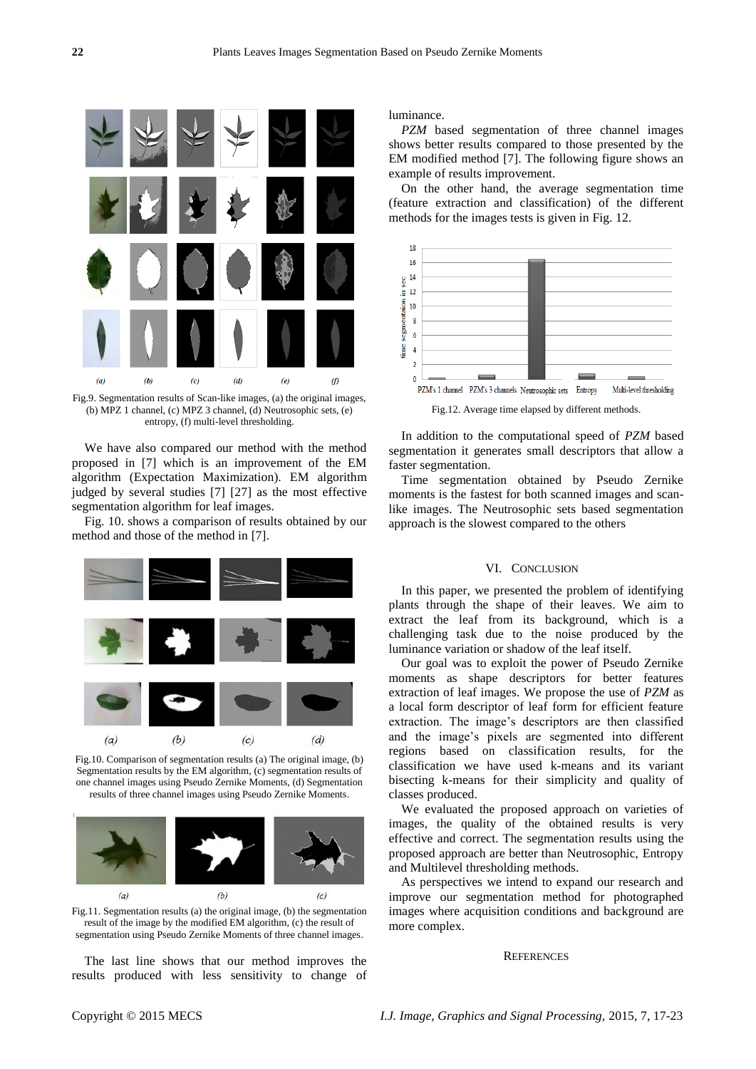Fig.9. Segmentation results of Scan-like images, (a) the original images, (b) MPZ 1 channel, (c) MPZ 3 channel, (d) Neutrosophic sets, (e) entropy, (f) multi-level thresholding.

We have also compared our method with the method proposed in [7] which is an improvement of the EM algorithm (Expectation Maximization). EM algorithm judged by several studies [7] [27] as the most effective segmentation algorithm for leaf images.

Fig. 10. shows a comparison of results obtained by our method and those of the method in [7].

Fig.10. Comparison of segmentation results (a) The original image, (b) Segmentation results by the EM algorithm, (c) segmentation results of one channel images using Pseudo Zernike Moments, (d) Segmentation results of three channel images using Pseudo Zernike Moments.

Fig.11. Segmentation results (a) the original image, (b) the segmentation result of the image by the modified EM algorithm, (c) the result of segmentation using Pseudo Zernike Moments of three channel images.

The last line shows that our method improves the results produced with less sensitivity to change of luminance.

*PZM* based segmentation of three channel images shows better results compared to those presented by the EM modified method [7]. The following figure shows an example of results improvement.

On the other hand, the average segmentation time (feature extraction and classification) of the different methods for the images tests is given in Fig. 12.

Fig.12. Average time elapsed by different methods.

In addition to the computational speed of *PZM* based segmentation it generates small descriptors that allow a faster segmentation.

Time segmentation obtained by Pseudo Zernike moments is the fastest for both scanned images and scan-like images. The Neutrosophic sets based segmentation approach is the slowest compared to the others

## VI. Conclusion

In this paper, we presented the problem of identifying plants through the shape of their leaves. We aim to extract the leaf from its background, which is a challenging task due to the noise produced by the luminance variation or shadow of the leaf itself.

Our goal was to exploit the power of Pseudo Zernike moments as shape descriptors for better features extraction of leaf images. We propose the use of *PZM* as a local form descriptor of leaf form for efficient feature extraction. The image's descriptors are then classified and the image's pixels are segmented into different regions based on classification results, for the classification we have used k-means and its variant bisecting k-means for their simplicity and quality of classes produced.

We evaluated the proposed approach on varieties of images, the quality of the obtained results is very effective and correct. The segmentation results using the proposed approach are better than Neutrosophic, Entropy and Multilevel thresholding methods.

As perspectives we intend to expand our research and improve our segmentation method for photographed images where acquisition conditions and background are more complex.

## References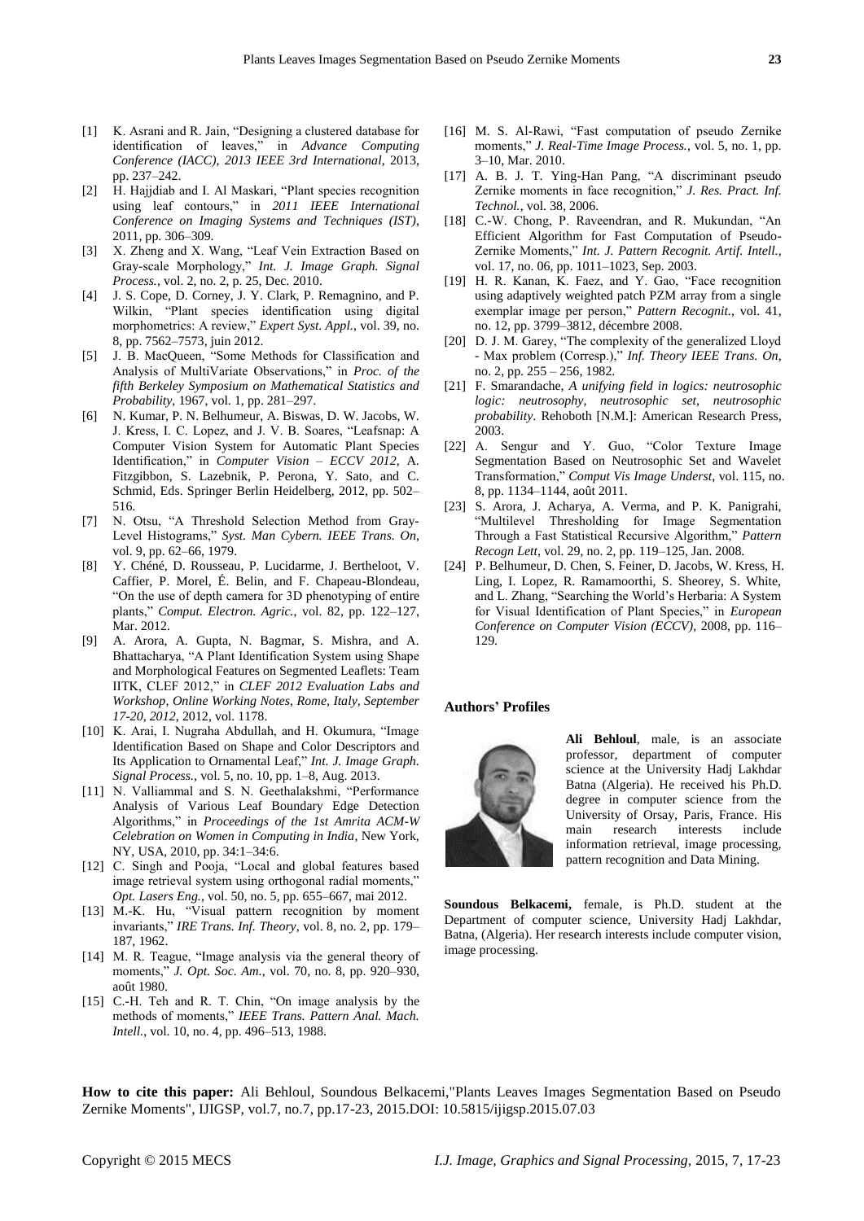[1] K. Asrani and R. Jain, "Designing a clustered database for identification of leaves," in *Advance Computing Conference (IACC), 2013 IEEE 3rd International*, 2013, pp. 237–242.

[2] H. Hajjdiab and I. Al Maskari, "Plant species recognition using leaf contours," in *2011 IEEE International Conference on Imaging Systems and Techniques (IST)*, 2011, pp. 306–309.

[3] X. Zheng and X. Wang, "Leaf Vein Extraction Based on Gray-scale Morphology," *Int. J. Image Graph. Signal Process.*, vol. 2, no. 2, p. 25, Dec. 2010.

[4] J. S. Cope, D. Corney, J. Y. Clark, P. Remagnino, and P. Wilkin, "Plant species identification using digital morphometrics: A review," *Expert Syst. Appl.*, vol. 39, no. 8, pp. 7562–7573, juin 2012.

[5] J. B. MacQueen, "Some Methods for Classification and Analysis of MultiVariate Observations," in *Proc. of the fifth Berkeley Symposium on Mathematical Statistics and Probability*, 1967, vol. 1, pp. 281–297.

[6] N. Kumar, P. N. Belhumeur, A. Biswas, D. W. Jacobs, W. J. Kress, I. C. Lopez, and J. V. B. Soares, "Leafsnap: A Computer Vision System for Automatic Plant Species Identification," in *Computer Vision – ECCV 2012*, A. Fitzgibbon, S. Lazebnik, P. Perona, Y. Sato, and C. Schmid, Eds. Springer Berlin Heidelberg, 2012, pp. 502–516.

[7] N. Otsu, "A Threshold Selection Method from Gray-Level Histograms," *Syst. Man Cybern. IEEE Trans. On*, vol. 9, pp. 62–66, 1979.

[8] Y. Chéné, D. Rousseau, P. Lucidarme, J. Bertheloot, V. Caffier, P. Morel, É. Belin, and F. Chapeau-Blondeau, "On the use of depth camera for 3D phenotyping of entire plants," *Comput. Electron. Agric.*, vol. 82, pp. 122–127, Mar. 2012.

[9] A. Arora, A. Gupta, N. Bagmar, S. Mishra, and A. Bhattacharya, "A Plant Identification System using Shape and Morphological Features on Segmented Leaflets: Team IITK, CLEF 2012," in *CLEF 2012 Evaluation Labs and Workshop, Online Working Notes, Rome, Italy, September 17-20, 2012*, 2012, vol. 1178.

[10] K. Arai, I. Nugraha Abdullah, and H. Okumura, "Image Identification Based on Shape and Color Descriptors and Its Application to Ornamental Leaf," *Int. J. Image Graph. Signal Process.*, vol. 5, no. 10, pp. 1–8, Aug. 2013.

[11] N. Valliammal and S. N. Geethalakshmi, "Performance Analysis of Various Leaf Boundary Edge Detection Algorithms," in *Proceedings of the 1st Amrita ACM-W Celebration on Women in Computing in India*, New York, NY, USA, 2010, pp. 34:1–34:6.

[12] C. Singh and Pooja, "Local and global features based image retrieval system using orthogonal radial moments," *Opt. Lasers Eng.*, vol. 50, no. 5, pp. 655–667, mai 2012.

[13] M.-K. Hu, "Visual pattern recognition by moment invariants," *IRE Trans. Inf. Theory*, vol. 8, no. 2, pp. 179–187, 1962.

[14] M. R. Teague, "Image analysis via the general theory of moments," *J. Opt. Soc. Am.*, vol. 70, no. 8, pp. 920–930, août 1980.

[15] C.-H. Teh and R. T. Chin, "On image analysis by the methods of moments," *IEEE Trans. Pattern Anal. Mach. Intell.*, vol. 10, no. 4, pp. 496–513, 1988.

[16] M. S. Al-Rawi, "Fast computation of pseudo Zernike moments," *J. Real-Time Image Process.*, vol. 5, no. 1, pp. 3–10, Mar. 2010.

[17] A. B. J. T. Ying-Han Pang, "A discriminant pseudo Zernike moments in face recognition," *J. Res. Pract. Inf. Technol.*, vol. 38, 2006.

[18] C.-W. Chong, P. Raveendran, and R. Mukundan, "An Efficient Algorithm for Fast Computation of Pseudo-Zernike Moments," *Int. J. Pattern Recognit. Artif. Intell.*, vol. 17, no. 06, pp. 1011–1023, Sep. 2003.

[19] H. R. Kanan, K. Faez, and Y. Gao, "Face recognition using adaptively weighted patch PZM array from a single exemplar image per person," *Pattern Recognit.*, vol. 41, no. 12, pp. 3799–3812, décembre 2008.

[20] D. J. M. Garey, "The complexity of the generalized Lloyd - Max problem (Corresp.)," *Inf. Theory IEEE Trans. On*, no. 2, pp. 255 – 256, 1982.

[21] F. Smarandache, *A unifying field in logics: neutrosophic logic: neutrosophy, neutrosophic set, neutrosophic probability*. Rehoboth [N.M.]: American Research Press, 2003.

[22] A. Sengur and Y. Guo, "Color Texture Image Segmentation Based on Neutrosophic Set and Wavelet Transformation," *Comput Vis Image Underst*, vol. 115, no. 8, pp. 1134–1144, août 2011.

[23] S. Arora, J. Acharya, A. Verma, and P. K. Panigrahi, "Multilevel Thresholding for Image Segmentation Through a Fast Statistical Recursive Algorithm," *Pattern Recogn Lett*, vol. 29, no. 2, pp. 119–125, Jan. 2008.

[24] P. Belhumeur, D. Chen, S. Feiner, D. Jacobs, W. Kress, H. Ling, I. Lopez, R. Ramamoorthi, S. Sheorey, S. White, and L. Zhang, "Searching the World's Herbaria: A System for Visual Identification of Plant Species," in *European Conference on Computer Vision (ECCV)*, 2008, pp. 116–129.

## Authors' Profiles

**Ali Behloul**, male, is an associate professor, department of computer science at the University Hadj Lakhdar Batna (Algeria). He received his Ph.D. degree in computer science from the University of Orsay, Paris, France. His main research interests include information retrieval, image processing, pattern recognition and Data Mining.

**Soundous Belkacemi,** female, is Ph.D. student at the Department of computer science, University Hadj Lakhdar, Batna, (Algeria). Her research interests include computer vision, image processing.

**How to cite this paper:** Ali Behloul, Soundous Belkacemi,"Plants Leaves Images Segmentation Based on Pseudo Zernike Moments", IJIGSP, vol.7, no.7, pp.17-23, 2015.DOI: 10.5815/ijigsp.2015.07.03